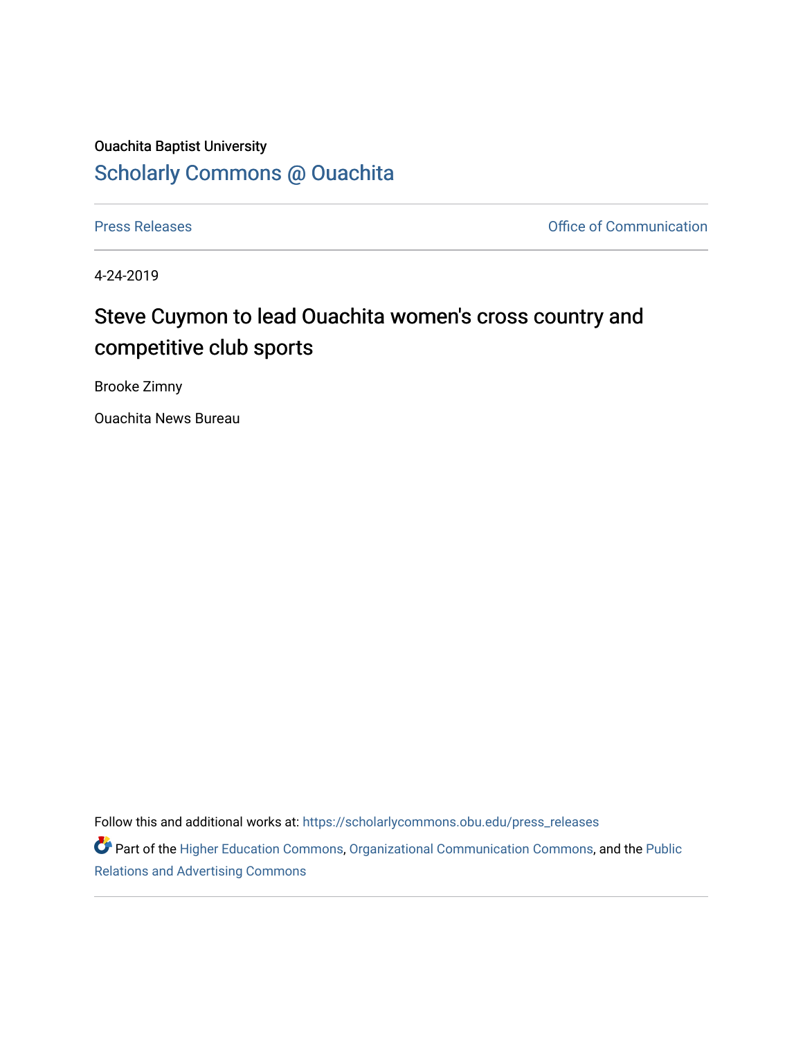Ouachita Baptist University

# Scholarly Commons @ Ouachita

Press Releases | Office of Communication

4-24-2019

## Steve Cuymon to lead Ouachita women's cross country and competitive club sports

Brooke Zimny

Ouachita News Bureau

Follow this and additional works at: https://scholarlycommons.obu.edu/press_releases

Part of the Higher Education Commons, Organizational Communication Commons, and the Public Relations and Advertising Commons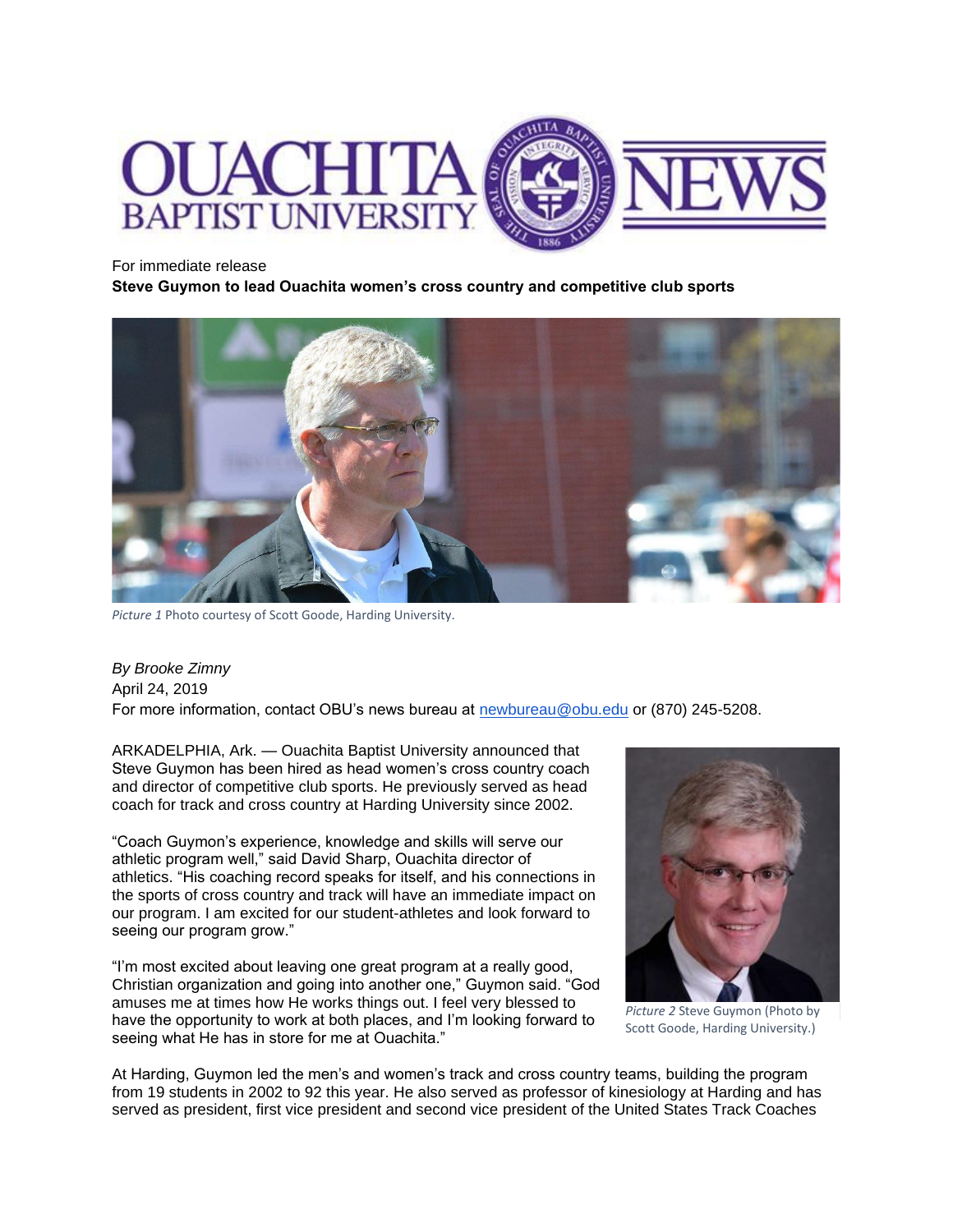For immediate release

**Steve Guymon to lead Ouachita women's cross country and competitive club sports**

*Picture 1* Photo courtesy of Scott Goode, Harding University.

*By Brooke Zimny*

April 24, 2019

For more information, contact OBU's news bureau at newbureau@obu.edu or (870) 245-5208.

ARKADELPHIA, Ark. — Ouachita Baptist University announced that Steve Guymon has been hired as head women's cross country coach and director of competitive club sports. He previously served as head coach for track and cross country at Harding University since 2002.

"Coach Guymon's experience, knowledge and skills will serve our athletic program well," said David Sharp, Ouachita director of athletics. "His coaching record speaks for itself, and his connections in the sports of cross country and track will have an immediate impact on our program. I am excited for our student-athletes and look forward to seeing our program grow."

"I'm most excited about leaving one great program at a really good, Christian organization and going into another one," Guymon said. "God amuses me at times how He works things out. I feel very blessed to have the opportunity to work at both places, and I'm looking forward to seeing what He has in store for me at Ouachita."

*Picture 2* Steve Guymon (Photo by Scott Goode, Harding University.)

At Harding, Guymon led the men's and women's track and cross country teams, building the program from 19 students in 2002 to 92 this year. He also served as professor of kinesiology at Harding and has served as president, first vice president and second vice president of the United States Track Coaches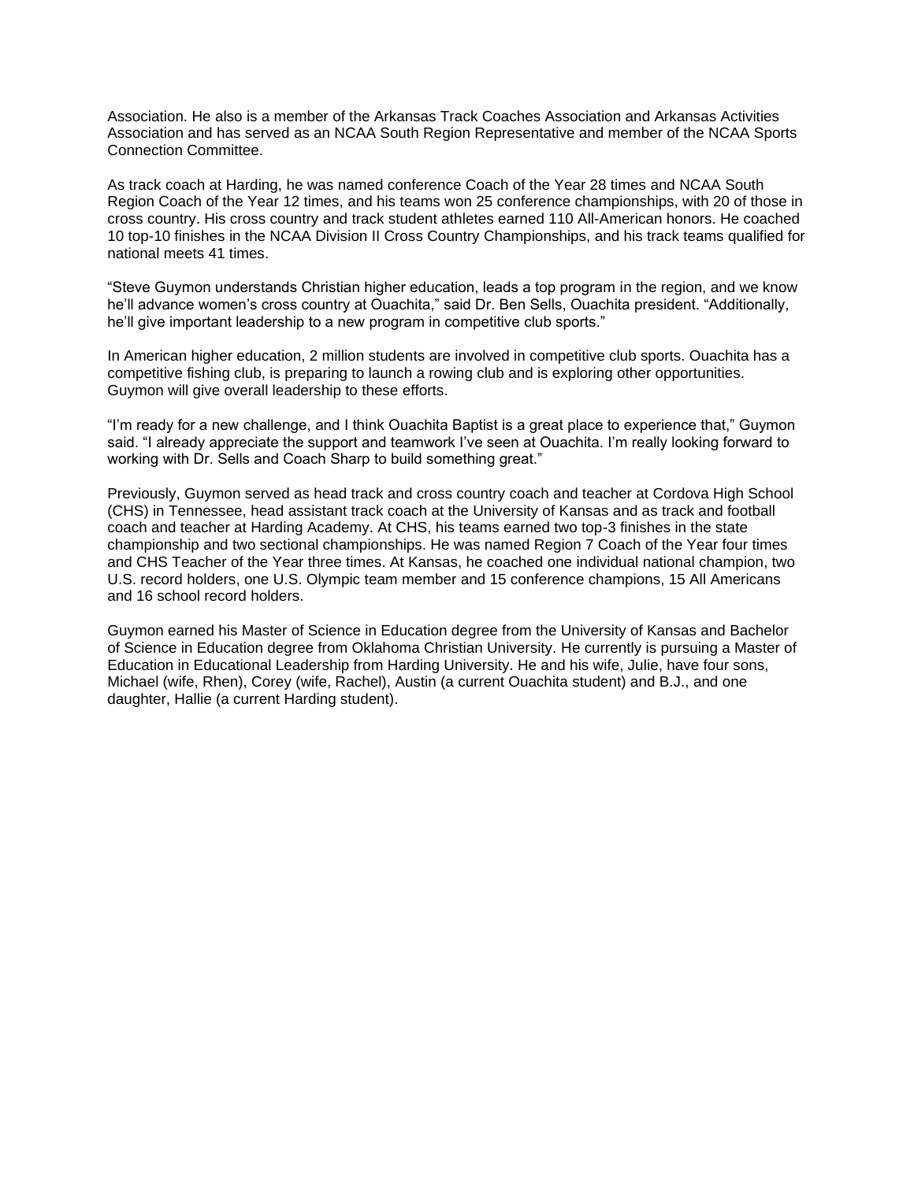Association. He also is a member of the Arkansas Track Coaches Association and Arkansas Activities Association and has served as an NCAA South Region Representative and member of the NCAA Sports Connection Committee.

As track coach at Harding, he was named conference Coach of the Year 28 times and NCAA South Region Coach of the Year 12 times, and his teams won 25 conference championships, with 20 of those in cross country. His cross country and track student athletes earned 110 All-American honors. He coached 10 top-10 finishes in the NCAA Division II Cross Country Championships, and his track teams qualified for national meets 41 times.

"Steve Guymon understands Christian higher education, leads a top program in the region, and we know he'll advance women's cross country at Ouachita," said Dr. Ben Sells, Ouachita president. "Additionally, he'll give important leadership to a new program in competitive club sports."

In American higher education, 2 million students are involved in competitive club sports. Ouachita has a competitive fishing club, is preparing to launch a rowing club and is exploring other opportunities. Guymon will give overall leadership to these efforts.

"I'm ready for a new challenge, and I think Ouachita Baptist is a great place to experience that," Guymon said. "I already appreciate the support and teamwork I've seen at Ouachita. I'm really looking forward to working with Dr. Sells and Coach Sharp to build something great."

Previously, Guymon served as head track and cross country coach and teacher at Cordova High School (CHS) in Tennessee, head assistant track coach at the University of Kansas and as track and football coach and teacher at Harding Academy. At CHS, his teams earned two top-3 finishes in the state championship and two sectional championships. He was named Region 7 Coach of the Year four times and CHS Teacher of the Year three times. At Kansas, he coached one individual national champion, two U.S. record holders, one U.S. Olympic team member and 15 conference champions, 15 All Americans and 16 school record holders.

Guymon earned his Master of Science in Education degree from the University of Kansas and Bachelor of Science in Education degree from Oklahoma Christian University. He currently is pursuing a Master of Education in Educational Leadership from Harding University. He and his wife, Julie, have four sons, Michael (wife, Rhen), Corey (wife, Rachel), Austin (a current Ouachita student) and B.J., and one daughter, Hallie (a current Harding student).